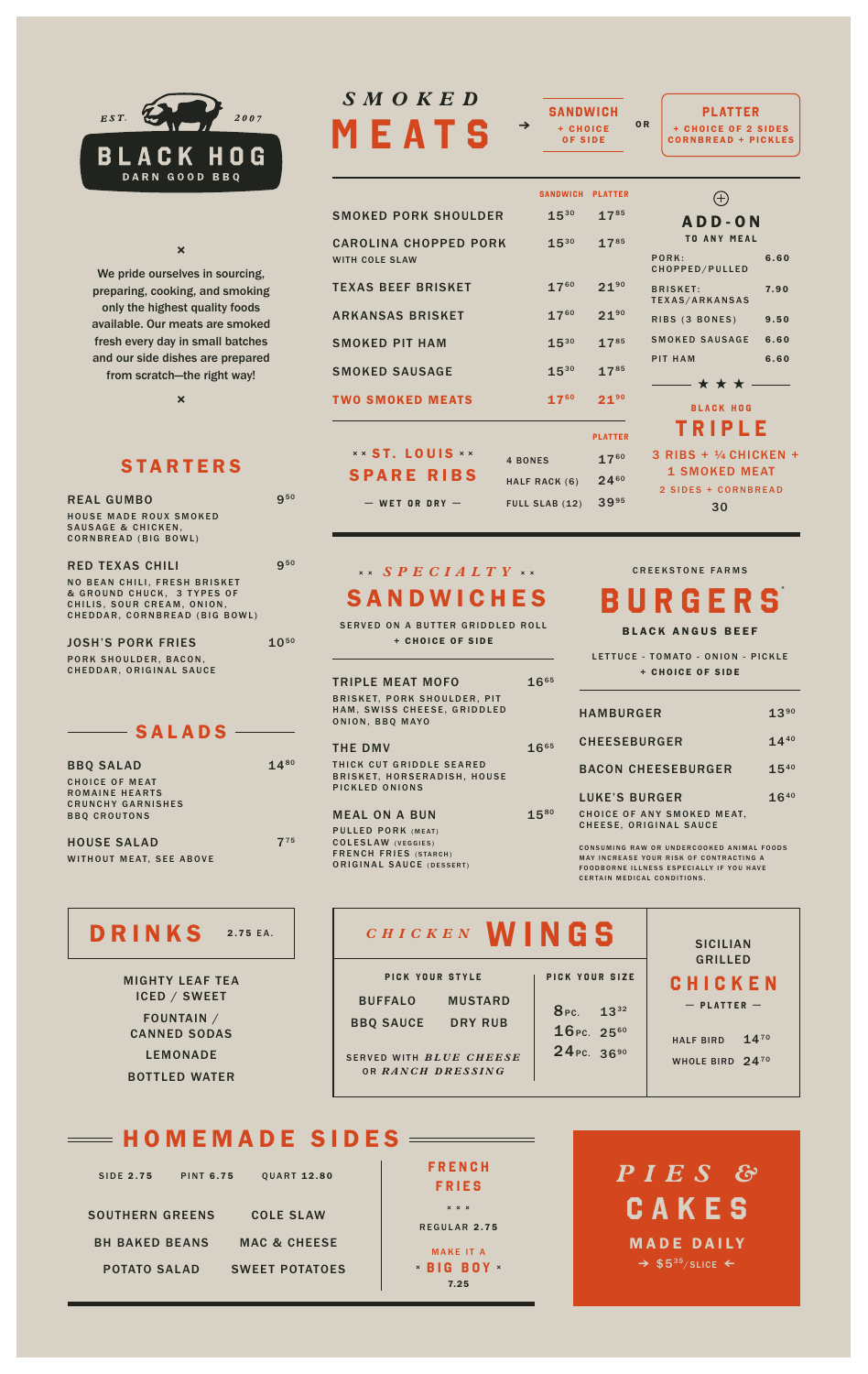# BLACK HOG

EST. 2007

DARN GOOD BBQ

×

We pride ourselves in sourcing, preparing, cooking, and smoking only the highest quality foods available. Our meats are smoked fresh every day in small batches and our side dishes are prepared from scratch—the right way!

×

## STARTERS

**REAL GUMBO** 9.50
HOUSE MADE ROUX SMOKED SAUSAGE & CHICKEN, CORNBREAD (BIG BOWL)

**RED TEXAS CHILI** 9.50
NO BEAN CHILI, FRESH BRISKET & GROUND CHUCK, 3 TYPES OF CHILIS, SOUR CREAM, ONION, CHEDDAR, CORNBREAD (BIG BOWL)

**JOSH'S PORK FRIES** 10.50
PORK SHOULDER, BACON, CHEDDAR, ORIGINAL SAUCE

## SALADS

**BBQ SALAD** 14.80
CHOICE OF MEAT
ROMAINE HEARTS
CRUNCHY GARNISHES
BBQ CROUTONS

**HOUSE SALAD** 7.75
WITHOUT MEAT, SEE ABOVE

## *SMOKED* MEATS

→ **SANDWICH** + CHOICE OF SIDE **OR** **PLATTER** + CHOICE OF 2 SIDES CORNBREAD + PICKLES

| | SANDWICH | PLATTER |
|---|---|---|
| SMOKED PORK SHOULDER | 15.30 | 17.85 |
| CAROLINA CHOPPED PORK WITH COLE SLAW | 15.30 | 17.85 |
| TEXAS BEEF BRISKET | 17.60 | 21.90 |
| ARKANSAS BRISKET | 17.60 | 21.90 |
| SMOKED PIT HAM | 15.30 | 17.85 |
| SMOKED SAUSAGE | 15.30 | 17.85 |
| TWO SMOKED MEATS | 17.60 | 21.90 |

### ×× ST. LOUIS ×× SPARE RIBS

— WET OR DRY —

| | PLATTER |
|---|---|
| 4 BONES | 17.60 |
| HALF RACK (6) | 24.60 |
| FULL SLAB (12) | 39.95 |

### ADD-ON
TO ANY MEAL

| | |
|---|---|
| PORK: CHOPPED/PULLED | 6.60 |
| BRISKET: TEXAS/ARKANSAS | 7.90 |
| RIBS (3 BONES) | 9.50 |
| SMOKED SAUSAGE | 6.60 |
| PIT HAM | 6.60 |

★ ★ ★

### BLACK HOG TRIPLE

3 RIBS + ¼ CHICKEN + 1 SMOKED MEAT
2 SIDES + CORNBREAD
30

## ×× *SPECIALTY* ×× SANDWICHES

SERVED ON A BUTTER GRIDDLED ROLL
+ CHOICE OF SIDE

**TRIPLE MEAT MOFO** 16.65
BRISKET, PORK SHOULDER, PIT HAM, SWISS CHEESE, GRIDDLED ONION, BBQ MAYO

**THE DMV** 16.65
THICK CUT GRIDDLE SEARED BRISKET, HORSERADISH, HOUSE PICKLED ONIONS

**MEAL ON A BUN** 15.80
PULLED PORK (MEAT)
COLESLAW (VEGGIES)
FRENCH FRIES (STARCH)
ORIGINAL SAUCE (DESSERT)

## CREEKSTONE FARMS BURGERS®

BLACK ANGUS BEEF

LETTUCE - TOMATO - ONION - PICKLE
+ CHOICE OF SIDE

| | |
|---|---|
| HAMBURGER | 13.90 |
| CHEESEBURGER | 14.40 |
| BACON CHEESEBURGER | 15.40 |
| LUKE'S BURGER<br>CHOICE OF ANY SMOKED MEAT, CHEESE, ORIGINAL SAUCE | 16.40 |

CONSUMING RAW OR UNDERCOOKED ANIMAL FOODS MAY INCREASE YOUR RISK OF CONTRACTING A FOODBORNE ILLNESS ESPECIALLY IF YOU HAVE CERTAIN MEDICAL CONDITIONS.

## DRINKS 2.75 EA.

MIGHTY LEAF TEA
ICED / SWEET

FOUNTAIN / CANNED SODAS

LEMONADE

BOTTLED WATER

## *CHICKEN* WINGS

**PICK YOUR STYLE**

BUFFALO — MUSTARD
BBQ SAUCE — DRY RUB

SERVED WITH *BLUE CHEESE* OR *RANCH DRESSING*

**PICK YOUR SIZE**

| | |
|---|---|
| 8 PC. | 13.32 |
| 16 PC. | 25.60 |
| 24 PC. | 36.90 |

## SICILIAN GRILLED CHICKEN

— PLATTER —

| | |
|---|---|
| HALF BIRD | 14.70 |
| WHOLE BIRD | 24.70 |

## HOMEMADE SIDES

SIDE 2.75 — PINT 6.75 — QUART 12.80

SOUTHERN GREENS — COLE SLAW
BH BAKED BEANS — MAC & CHEESE
POTATO SALAD — SWEET POTATOES

### FRENCH FRIES

× × ×

REGULAR 2.75

MAKE IT A
× BIG BOY ×
7.25

## *PIES &* CAKES

MADE DAILY

→ $5.35/SLICE ←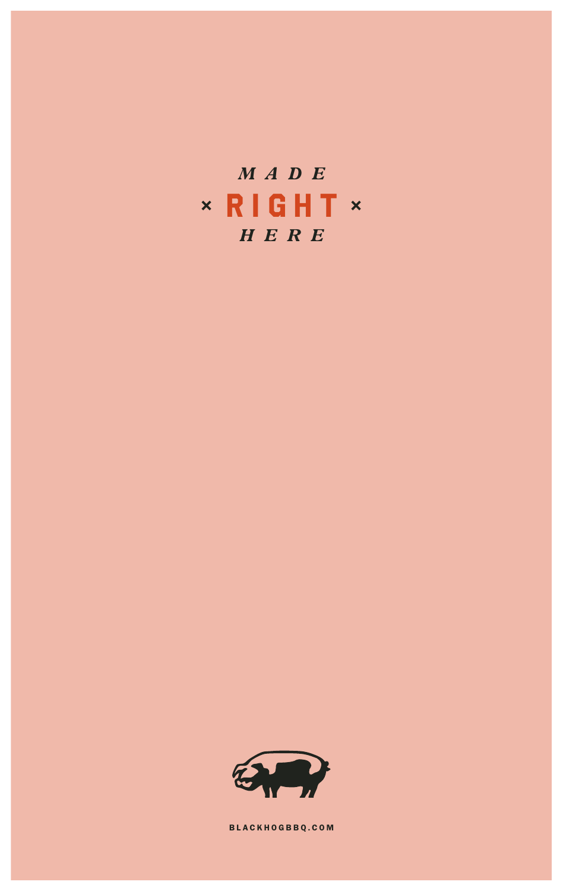*MADE*

× **RIGHT** ×

*HERE*

BLACKHOGBBQ.COM